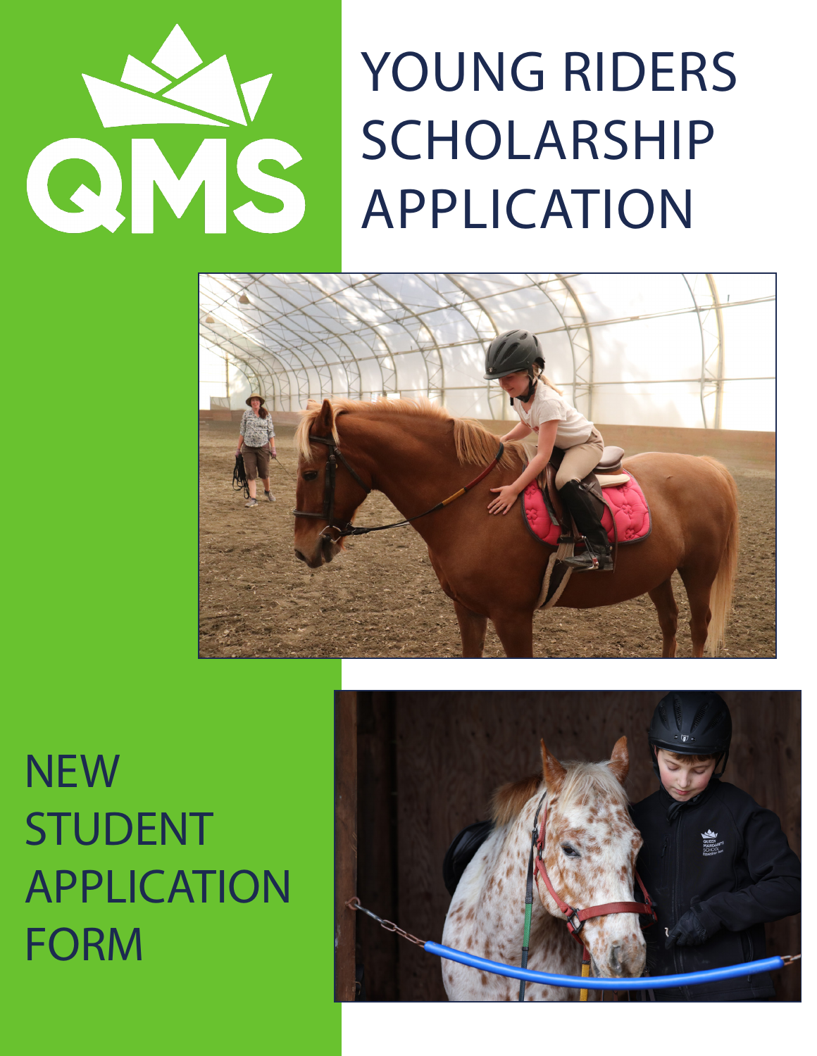QMS

# YOUNG RIDERS SCHOLARSHIP APPLICATION

## NEW STUDENT APPLICATION FORM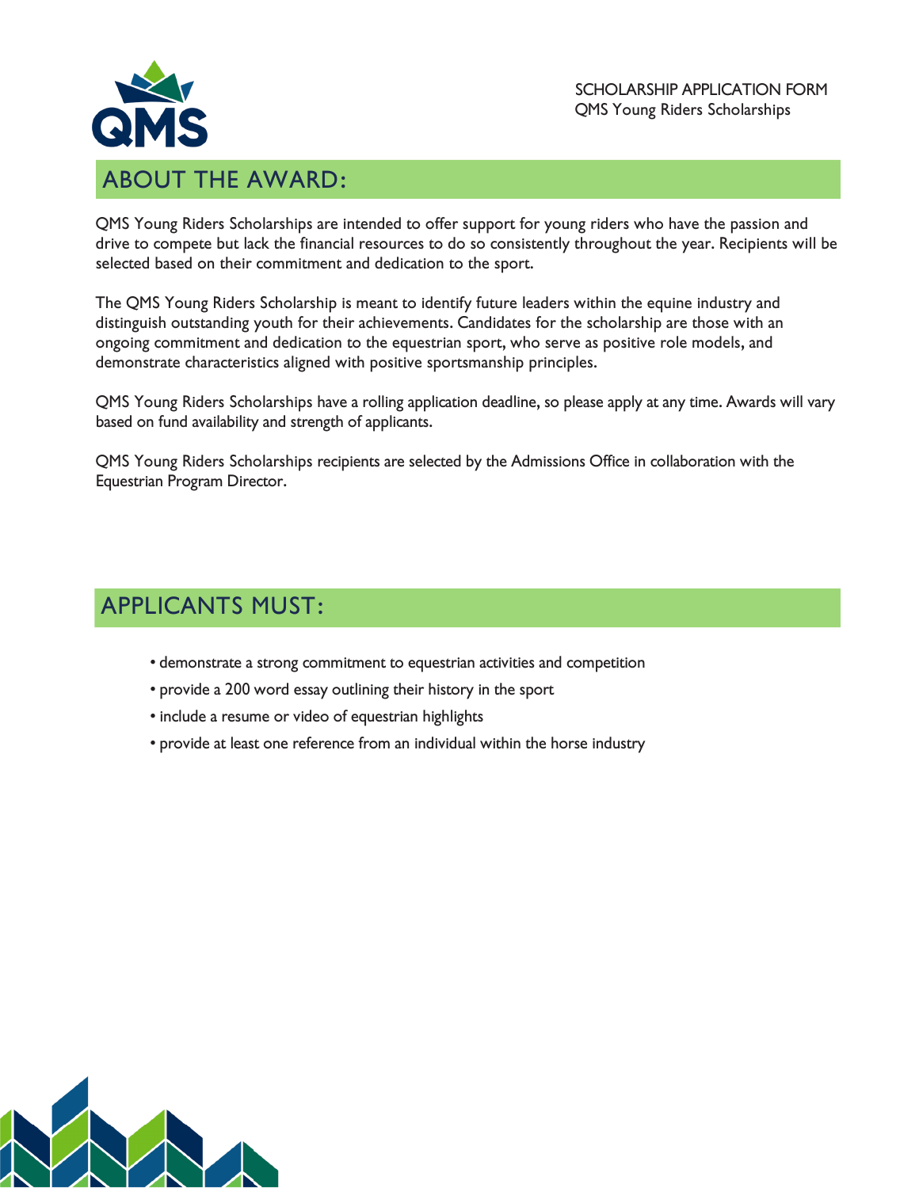SCHOLARSHIP APPLICATION FORM
QMS Young Riders Scholarships

## ABOUT THE AWARD:

QMS Young Riders Scholarships are intended to offer support for young riders who have the passion and drive to compete but lack the financial resources to do so consistently throughout the year. Recipients will be selected based on their commitment and dedication to the sport.

The QMS Young Riders Scholarship is meant to identify future leaders within the equine industry and distinguish outstanding youth for their achievements. Candidates for the scholarship are those with an ongoing commitment and dedication to the equestrian sport, who serve as positive role models, and demonstrate characteristics aligned with positive sportsmanship principles.

QMS Young Riders Scholarships have a rolling application deadline, so please apply at any time. Awards will vary based on fund availability and strength of applicants.

QMS Young Riders Scholarships recipients are selected by the Admissions Office in collaboration with the Equestrian Program Director.

## APPLICANTS MUST:

- demonstrate a strong commitment to equestrian activities and competition
- provide a 200 word essay outlining their history in the sport
- include a resume or video of equestrian highlights
- provide at least one reference from an individual within the horse industry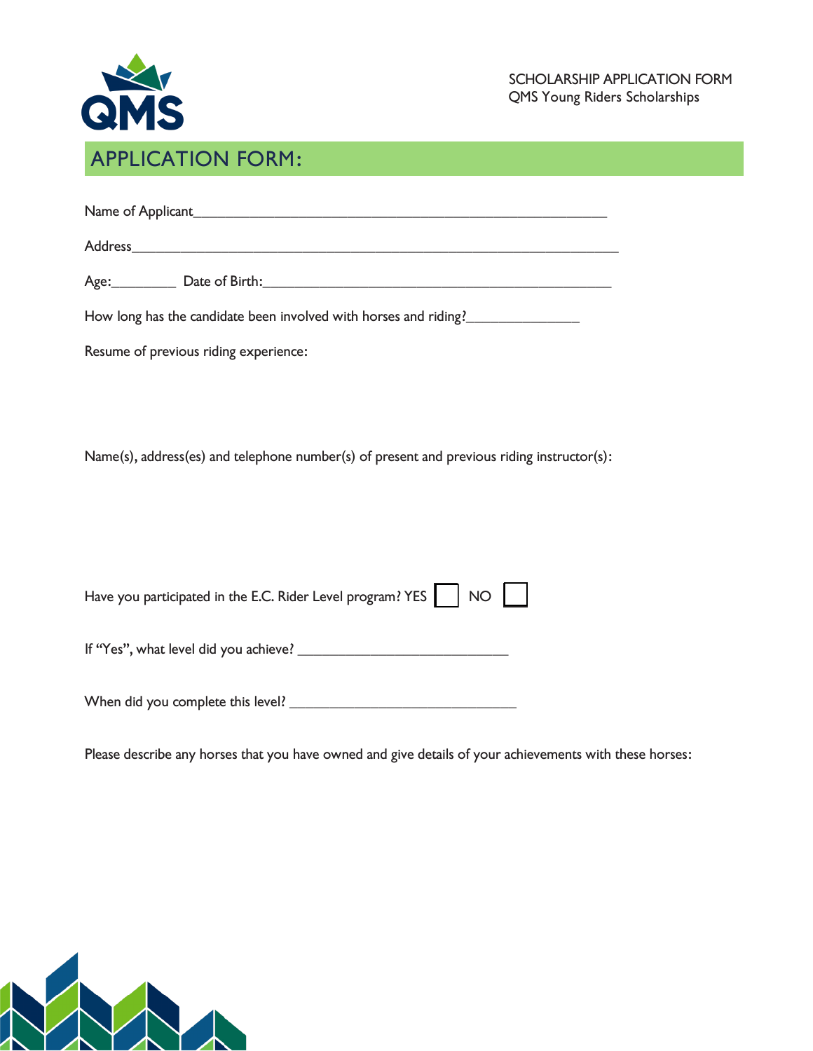SCHOLARSHIP APPLICATION FORM
QMS Young Riders Scholarships

## APPLICATION FORM:

Name of Applicant_______________________________________________________

Address_________________________________________________________________

Age:_________ Date of Birth:_____________________________________________

How long has the candidate been involved with horses and riding?_______________

Resume of previous riding experience:

Name(s), address(es) and telephone number(s) of present and previous riding instructor(s):

Have you participated in the E.C. Rider Level program? YES ☐ NO ☐

If "Yes", what level did you achieve? _____________________________

When did you complete this level? ________________________________

Please describe any horses that you have owned and give details of your achievements with these horses: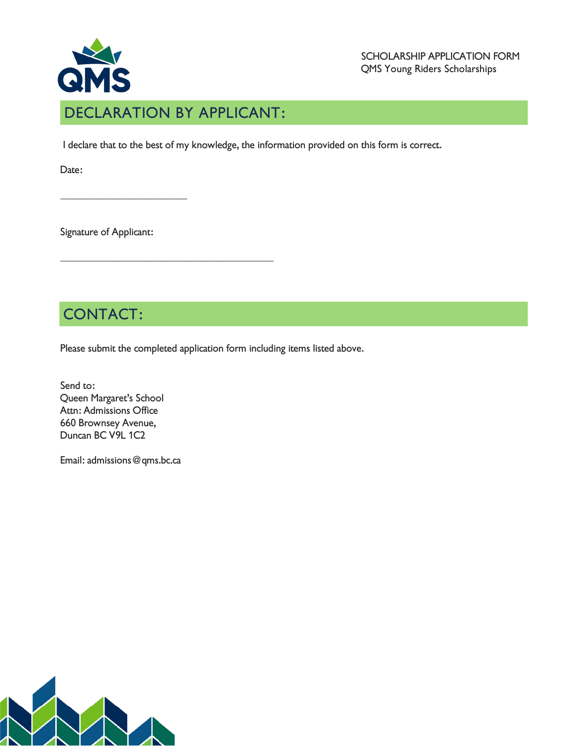SCHOLARSHIP APPLICATION FORM
QMS Young Riders Scholarships

## DECLARATION BY APPLICANT:

I declare that to the best of my knowledge, the information provided on this form is correct.

Date:

________________________

Signature of Applicant:

________________________________________

## CONTACT:

Please submit the completed application form including items listed above.

Send to:
Queen Margaret's School
Attn: Admissions Office
660 Brownsey Avenue,
Duncan BC V9L 1C2

Email: admissions@qms.bc.ca